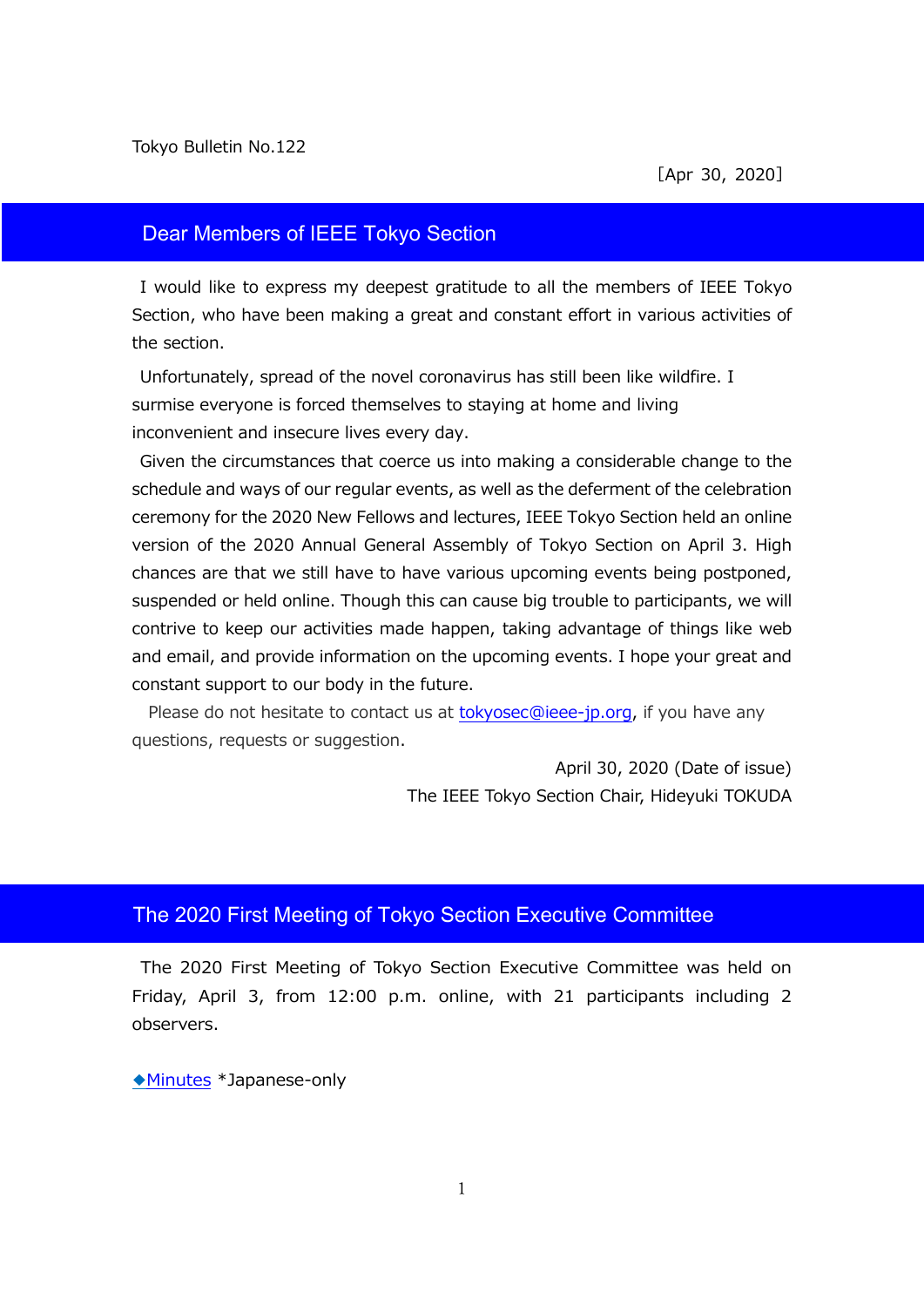Tokyo Bulletin No.122

［Apr 30, 2020］

## Dear Members of IEEE Tokyo Section

I would like to express my deepest gratitude to all the members of IEEE Tokyo Section, who have been making a great and constant effort in various activities of the section.

Unfortunately, spread of the novel coronavirus has still been like wildfire. I surmise everyone is forced themselves to staying at home and living inconvenient and insecure lives every day.

Given the circumstances that coerce us into making a considerable change to the schedule and ways of our regular events, as well as the deferment of the celebration ceremony for the 2020 New Fellows and lectures, IEEE Tokyo Section held an online version of the 2020 Annual General Assembly of Tokyo Section on April 3. High chances are that we still have to have various upcoming events being postponed, suspended or held online. Though this can cause big trouble to participants, we will contrive to keep our activities made happen, taking advantage of things like web and email, and provide information on the upcoming events. I hope your great and constant support to our body in the future.

Please do not hesitate to contact us at tokyosec@ieee-jp.org, if you have any questions, requests or suggestion.

April 30, 2020 (Date of issue)

The IEEE Tokyo Section Chair, Hideyuki TOKUDA

## The 2020 First Meeting of Tokyo Section Executive Committee

The 2020 First Meeting of Tokyo Section Executive Committee was held on Friday, April 3, from 12:00 p.m. online, with 21 participants including 2 observers.

◆Minutes *Japanese-only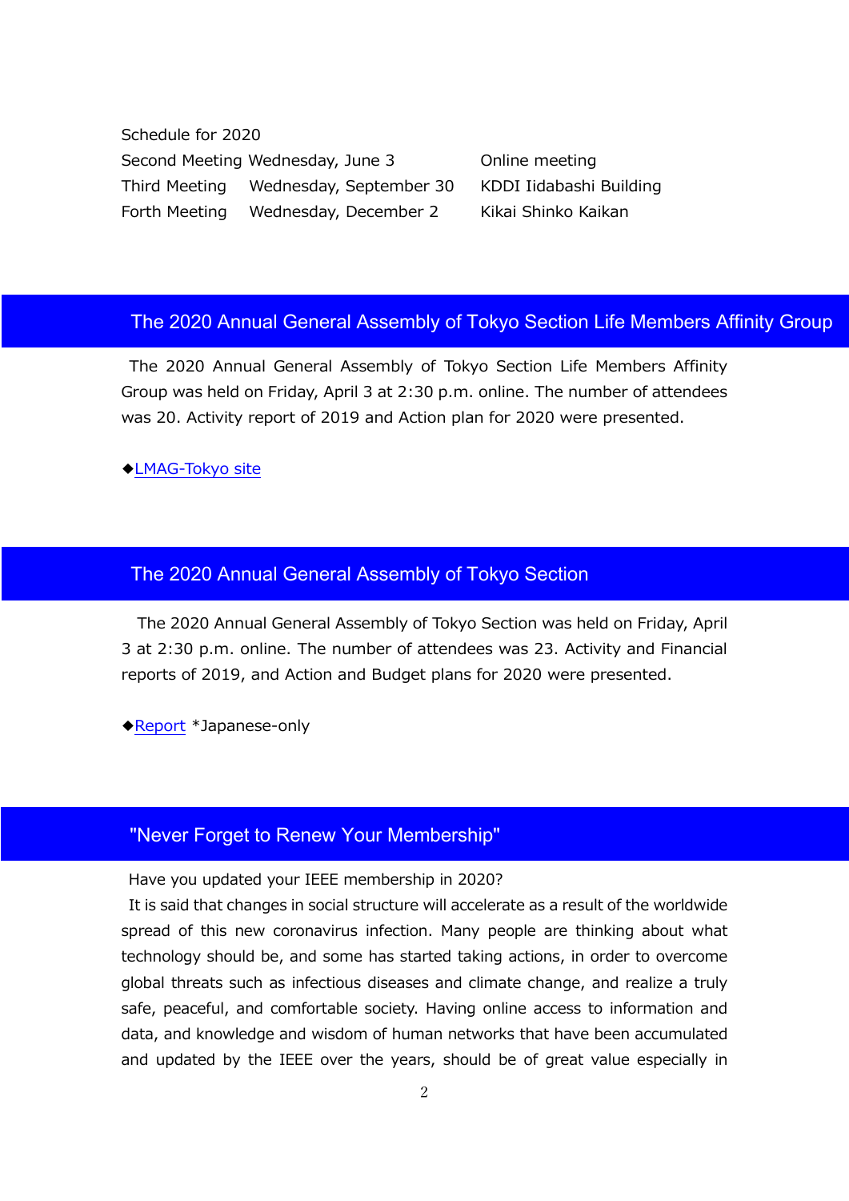Schedule for 2020

| | | |
|---|---|---|
| Second Meeting | Wednesday, June 3 | Online meeting |
| Third Meeting | Wednesday, September 30 | KDDI Iidabashi Building |
| Forth Meeting | Wednesday, December 2 | Kikai Shinko Kaikan |

## The 2020 Annual General Assembly of Tokyo Section Life Members Affinity Group

The 2020 Annual General Assembly of Tokyo Section Life Members Affinity Group was held on Friday, April 3 at 2:30 p.m. online. The number of attendees was 20. Activity report of 2019 and Action plan for 2020 were presented.

◆LMAG-Tokyo site

## The 2020 Annual General Assembly of Tokyo Section

The 2020 Annual General Assembly of Tokyo Section was held on Friday, April 3 at 2:30 p.m. online. The number of attendees was 23. Activity and Financial reports of 2019, and Action and Budget plans for 2020 were presented.

◆Report *Japanese-only

## "Never Forget to Renew Your Membership"

Have you updated your IEEE membership in 2020?

It is said that changes in social structure will accelerate as a result of the worldwide spread of this new coronavirus infection. Many people are thinking about what technology should be, and some has started taking actions, in order to overcome global threats such as infectious diseases and climate change, and realize a truly safe, peaceful, and comfortable society. Having online access to information and data, and knowledge and wisdom of human networks that have been accumulated and updated by the IEEE over the years, should be of great value especially in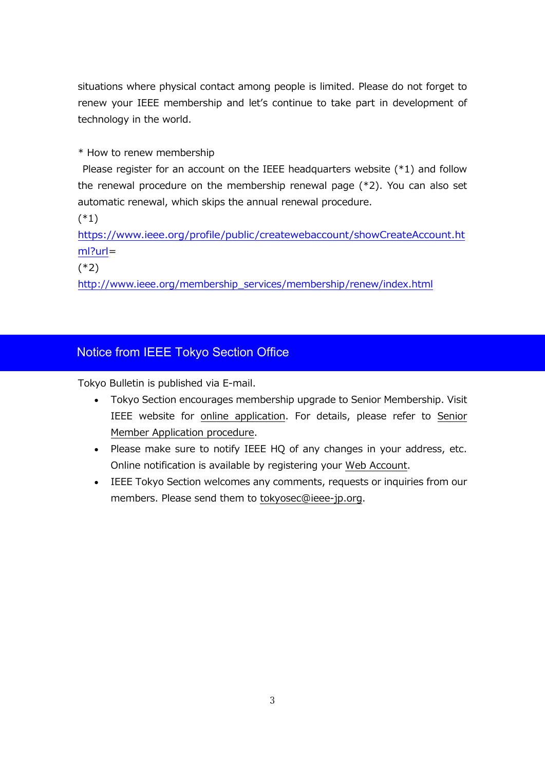situations where physical contact among people is limited. Please do not forget to renew your IEEE membership and let's continue to take part in development of technology in the world.

* How to renew membership

Please register for an account on the IEEE headquarters website (*1) and follow the renewal procedure on the membership renewal page (*2). You can also set automatic renewal, which skips the annual renewal procedure.

(*1)
https://www.ieee.org/profile/public/createwebaccount/showCreateAccount.html?url=

(*2)
http://www.ieee.org/membership_services/membership/renew/index.html

## Notice from IEEE Tokyo Section Office

Tokyo Bulletin is published via E-mail.

- Tokyo Section encourages membership upgrade to Senior Membership. Visit IEEE website for online application. For details, please refer to Senior Member Application procedure.
- Please make sure to notify IEEE HQ of any changes in your address, etc. Online notification is available by registering your Web Account.
- IEEE Tokyo Section welcomes any comments, requests or inquiries from our members. Please send them to tokyosec@ieee-jp.org.